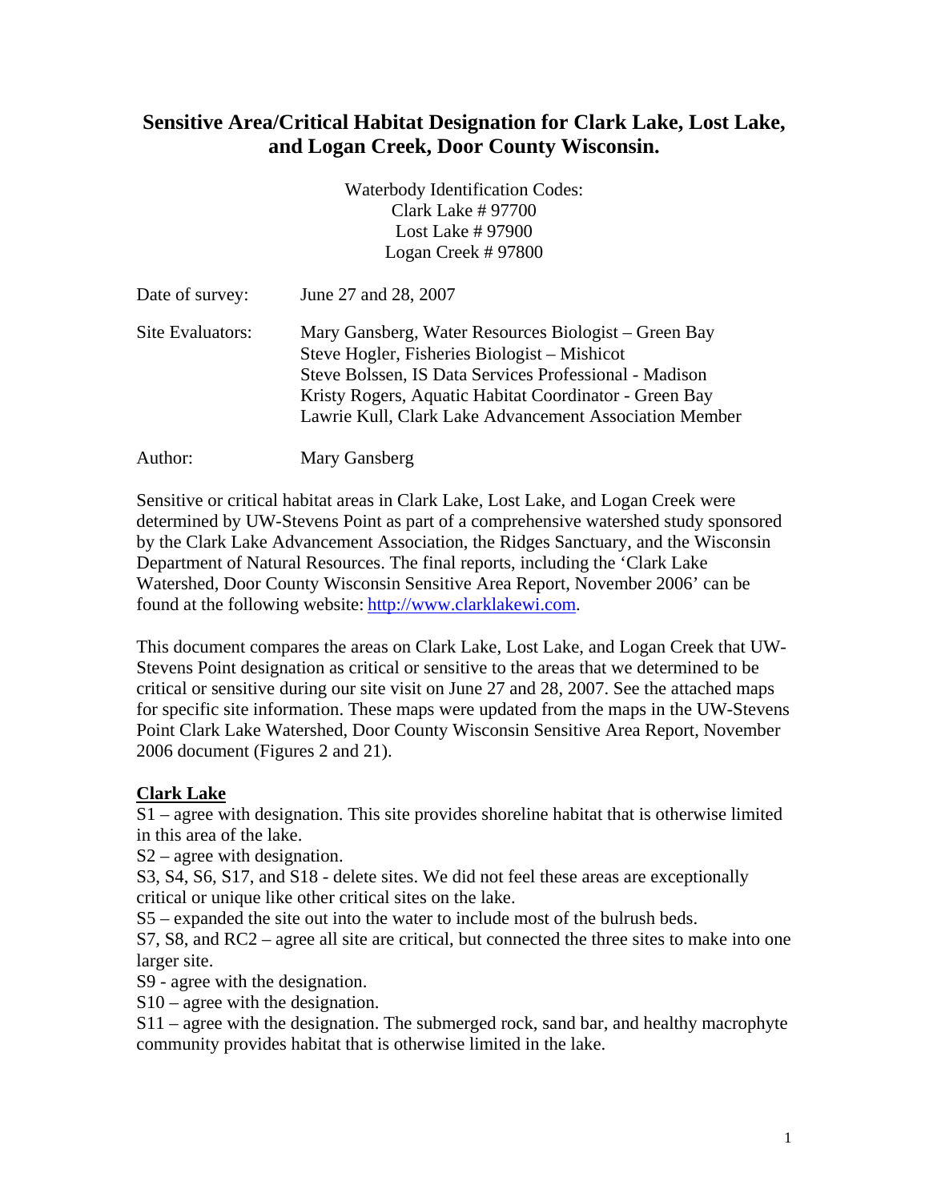# Sensitive Area/Critical Habitat Designation for Clark Lake, Lost Lake, and Logan Creek, Door County Wisconsin.

Waterbody Identification Codes:
Clark Lake # 97700
Lost Lake # 97900
Logan Creek # 97800

Date of survey: June 27 and 28, 2007

Site Evaluators: Mary Gansberg, Water Resources Biologist – Green Bay
Steve Hogler, Fisheries Biologist – Mishicot
Steve Bolssen, IS Data Services Professional - Madison
Kristy Rogers, Aquatic Habitat Coordinator - Green Bay
Lawrie Kull, Clark Lake Advancement Association Member

Author: Mary Gansberg

Sensitive or critical habitat areas in Clark Lake, Lost Lake, and Logan Creek were determined by UW-Stevens Point as part of a comprehensive watershed study sponsored by the Clark Lake Advancement Association, the Ridges Sanctuary, and the Wisconsin Department of Natural Resources. The final reports, including the 'Clark Lake Watershed, Door County Wisconsin Sensitive Area Report, November 2006' can be found at the following website: [http://www.clarklakewi.com](http://www.clarklakewi.com).

This document compares the areas on Clark Lake, Lost Lake, and Logan Creek that UW-Stevens Point designation as critical or sensitive to the areas that we determined to be critical or sensitive during our site visit on June 27 and 28, 2007. See the attached maps for specific site information. These maps were updated from the maps in the UW-Stevens Point Clark Lake Watershed, Door County Wisconsin Sensitive Area Report, November 2006 document (Figures 2 and 21).

**Clark Lake**

S1 – agree with designation. This site provides shoreline habitat that is otherwise limited in this area of the lake.

S2 – agree with designation.

S3, S4, S6, S17, and S18 - delete sites. We did not feel these areas are exceptionally critical or unique like other critical sites on the lake.

S5 – expanded the site out into the water to include most of the bulrush beds.

S7, S8, and RC2 – agree all site are critical, but connected the three sites to make into one larger site.

S9 - agree with the designation.

S10 – agree with the designation.

S11 – agree with the designation. The submerged rock, sand bar, and healthy macrophyte community provides habitat that is otherwise limited in the lake.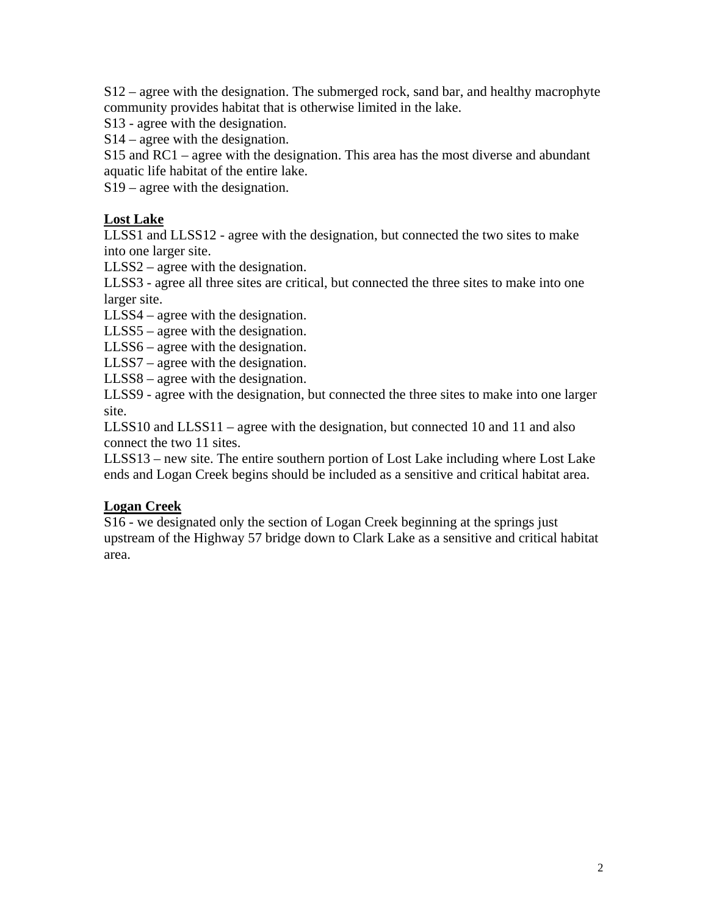S12 – agree with the designation. The submerged rock, sand bar, and healthy macrophyte community provides habitat that is otherwise limited in the lake.
S13 - agree with the designation.
S14 – agree with the designation.
S15 and RC1 – agree with the designation. This area has the most diverse and abundant aquatic life habitat of the entire lake.
S19 – agree with the designation.

**Lost Lake**

LLSS1 and LLSS12 - agree with the designation, but connected the two sites to make into one larger site.
LLSS2 – agree with the designation.
LLSS3 - agree all three sites are critical, but connected the three sites to make into one larger site.
LLSS4 – agree with the designation.
LLSS5 – agree with the designation.
LLSS6 – agree with the designation.
LLSS7 – agree with the designation.
LLSS8 – agree with the designation.
LLSS9 - agree with the designation, but connected the three sites to make into one larger site.
LLSS10 and LLSS11 – agree with the designation, but connected 10 and 11 and also connect the two 11 sites.
LLSS13 – new site. The entire southern portion of Lost Lake including where Lost Lake ends and Logan Creek begins should be included as a sensitive and critical habitat area.

**Logan Creek**

S16 - we designated only the section of Logan Creek beginning at the springs just upstream of the Highway 57 bridge down to Clark Lake as a sensitive and critical habitat area.